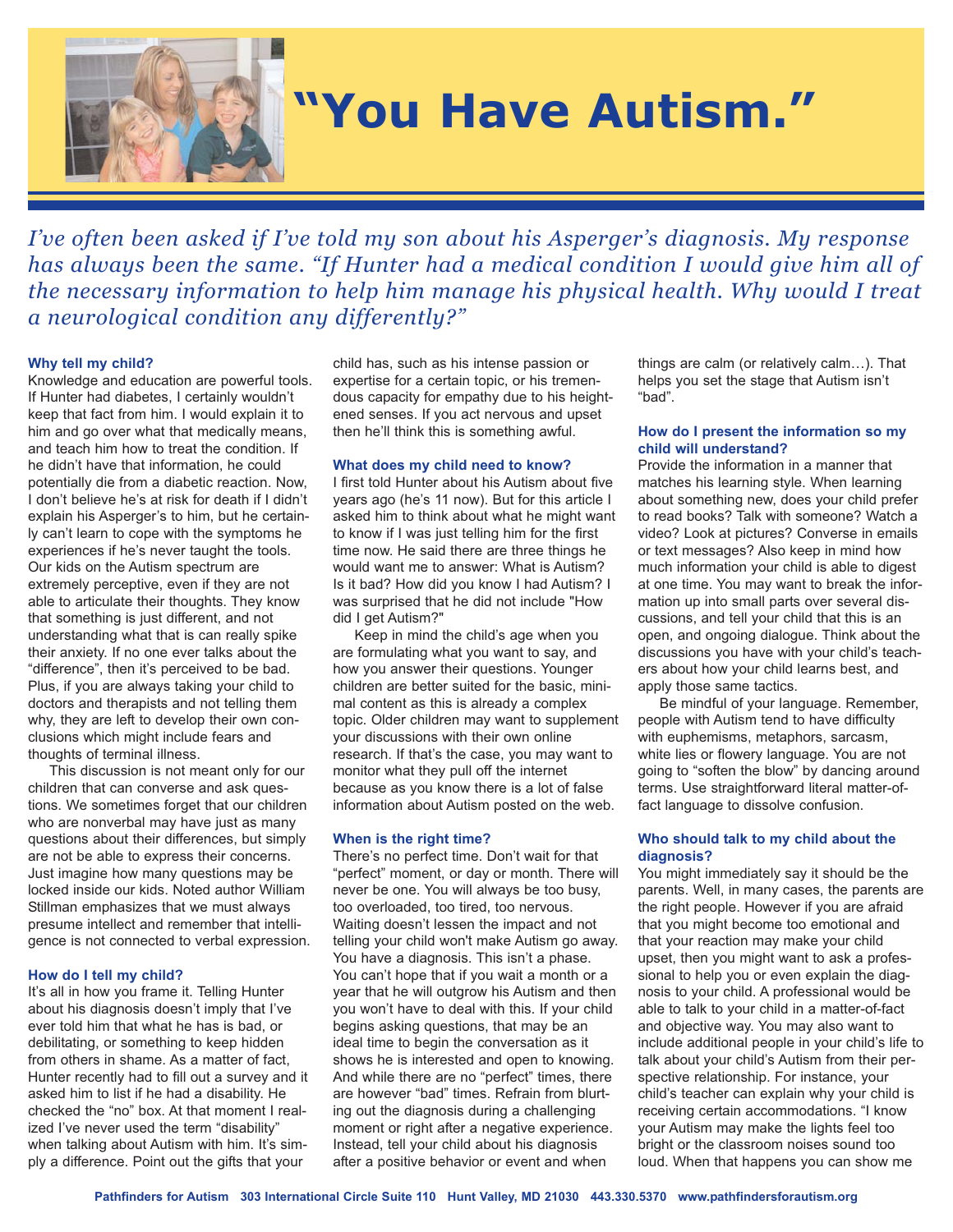# "You Have Autism."

*I've often been asked if I've told my son about his Asperger's diagnosis. My response has always been the same. "If Hunter had a medical condition I would give him all of the necessary information to help him manage his physical health. Why would I treat a neurological condition any differently?"*

### Why tell my child?

Knowledge and education are powerful tools. If Hunter had diabetes, I certainly wouldn't keep that fact from him. I would explain it to him and go over what that medically means, and teach him how to treat the condition. If he didn't have that information, he could potentially die from a diabetic reaction. Now, I don't believe he's at risk for death if I didn't explain his Asperger's to him, but he certainly can't learn to cope with the symptoms he experiences if he's never taught the tools. Our kids on the Autism spectrum are extremely perceptive, even if they are not able to articulate their thoughts. They know that something is just different, and not understanding what that is can really spike their anxiety. If no one ever talks about the "difference", then it's perceived to be bad. Plus, if you are always taking your child to doctors and therapists and not telling them why, they are left to develop their own conclusions which might include fears and thoughts of terminal illness.

This discussion is not meant only for our children that can converse and ask questions. We sometimes forget that our children who are nonverbal may have just as many questions about their differences, but simply are not be able to express their concerns. Just imagine how many questions may be locked inside our kids. Noted author William Stillman emphasizes that we must always presume intellect and remember that intelligence is not connected to verbal expression.

### How do I tell my child?

It's all in how you frame it. Telling Hunter about his diagnosis doesn't imply that I've ever told him that what he has is bad, or debilitating, or something to keep hidden from others in shame. As a matter of fact, Hunter recently had to fill out a survey and it asked him to list if he had a disability. He checked the "no" box. At that moment I realized I've never used the term "disability" when talking about Autism with him. It's simply a difference. Point out the gifts that your child has, such as his intense passion or expertise for a certain topic, or his tremendous capacity for empathy due to his heightened senses. If you act nervous and upset then he'll think this is something awful.

### What does my child need to know?

I first told Hunter about his Autism about five years ago (he's 11 now). But for this article I asked him to think about what he might want to know if I was just telling him for the first time now. He said there are three things he would want me to answer: What is Autism? Is it bad? How did you know I had Autism? I was surprised that he did not include "How did I get Autism?"

Keep in mind the child's age when you are formulating what you want to say, and how you answer their questions. Younger children are better suited for the basic, minimal content as this is already a complex topic. Older children may want to supplement your discussions with their own online research. If that's the case, you may want to monitor what they pull off the internet because as you know there is a lot of false information about Autism posted on the web.

### When is the right time?

There's no perfect time. Don't wait for that "perfect" moment, or day or month. There will never be one. You will always be too busy, too overloaded, too tired, too nervous. Waiting doesn't lessen the impact and not telling your child won't make Autism go away. You have a diagnosis. This isn't a phase. You can't hope that if you wait a month or a year that he will outgrow his Autism and then you won't have to deal with this. If your child begins asking questions, that may be an ideal time to begin the conversation as it shows he is interested and open to knowing. And while there are no "perfect" times, there are however "bad" times. Refrain from blurting out the diagnosis during a challenging moment or right after a negative experience. Instead, tell your child about his diagnosis after a positive behavior or event and when things are calm (or relatively calm…). That helps you set the stage that Autism isn't "bad".

### How do I present the information so my child will understand?

Provide the information in a manner that matches his learning style. When learning about something new, does your child prefer to read books? Talk with someone? Watch a video? Look at pictures? Converse in emails or text messages? Also keep in mind how much information your child is able to digest at one time. You may want to break the information up into small parts over several discussions, and tell your child that this is an open, and ongoing dialogue. Think about the discussions you have with your child's teachers about how your child learns best, and apply those same tactics.

Be mindful of your language. Remember, people with Autism tend to have difficulty with euphemisms, metaphors, sarcasm, white lies or flowery language. You are not going to "soften the blow" by dancing around terms. Use straightforward literal matter-of-fact language to dissolve confusion.

### Who should talk to my child about the diagnosis?

You might immediately say it should be the parents. Well, in many cases, the parents are the right people. However if you are afraid that you might become too emotional and that your reaction may make your child upset, then you might want to ask a professional to help you or even explain the diagnosis to your child. A professional would be able to talk to your child in a matter-of-fact and objective way. You may also want to include additional people in your child's life to talk about your child's Autism from their perspective relationship. For instance, your child's teacher can explain why your child is receiving certain accommodations. "I know your Autism may make the lights feel too bright or the classroom noises sound too loud. When that happens you can show me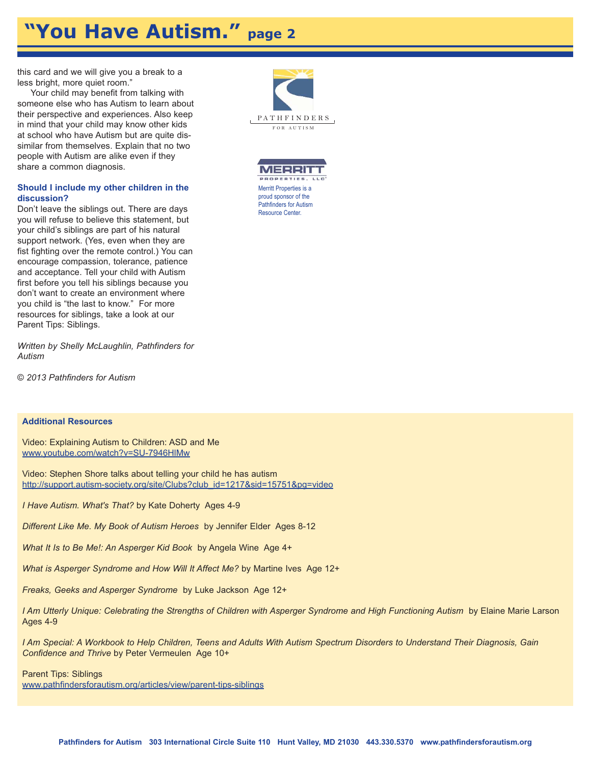this card and we will give you a break to a less bright, more quiet room."

Your child may benefit from talking with someone else who has Autism to learn about their perspective and experiences. Also keep in mind that your child may know other kids at school who have Autism but are quite dissimilar from themselves. Explain that no two people with Autism are alike even if they share a common diagnosis.

**Should I include my other children in the discussion?**

Don't leave the siblings out. There are days you will refuse to believe this statement, but your child's siblings are part of his natural support network. (Yes, even when they are fist fighting over the remote control.) You can encourage compassion, tolerance, patience and acceptance. Tell your child with Autism first before you tell his siblings because you don't want to create an environment where you child is "the last to know." For more resources for siblings, take a look at our Parent Tips: Siblings.

*Written by Shelly McLaughlin, Pathfinders for Autism*

*© 2013 Pathfinders for Autism*

PATHFINDERS FOR AUTISM

MERRITT PROPERTIES, LLC

Merritt Properties is a proud sponsor of the Pathfinders for Autism Resource Center.

**Additional Resources**

Video: Explaining Autism to Children: ASD and Me
www.youtube.com/watch?v=SU-7946HlMw

Video: Stephen Shore talks about telling your child he has autism
http://support.autism-society.org/site/Clubs?club_id=1217&sid=15751&pg=video

*I Have Autism. What's That?* by Kate Doherty Ages 4-9

*Different Like Me. My Book of Autism Heroes* by Jennifer Elder Ages 8-12

*What It Is to Be Me!: An Asperger Kid Book* by Angela Wine Age 4+

*What is Asperger Syndrome and How Will It Affect Me?* by Martine Ives Age 12+

*Freaks, Geeks and Asperger Syndrome* by Luke Jackson Age 12+

*I Am Utterly Unique: Celebrating the Strengths of Children with Asperger Syndrome and High Functioning Autism* by Elaine Marie Larson Ages 4-9

*I Am Special: A Workbook to Help Children, Teens and Adults With Autism Spectrum Disorders to Understand Their Diagnosis, Gain Confidence and Thrive* by Peter Vermeulen Age 10+

Parent Tips: Siblings
www.pathfindersforautism.org/articles/view/parent-tips-siblings

**Pathfinders for Autism 303 International Circle Suite 110 Hunt Valley, MD 21030 443.330.5370 www.pathfindersforautism.org**